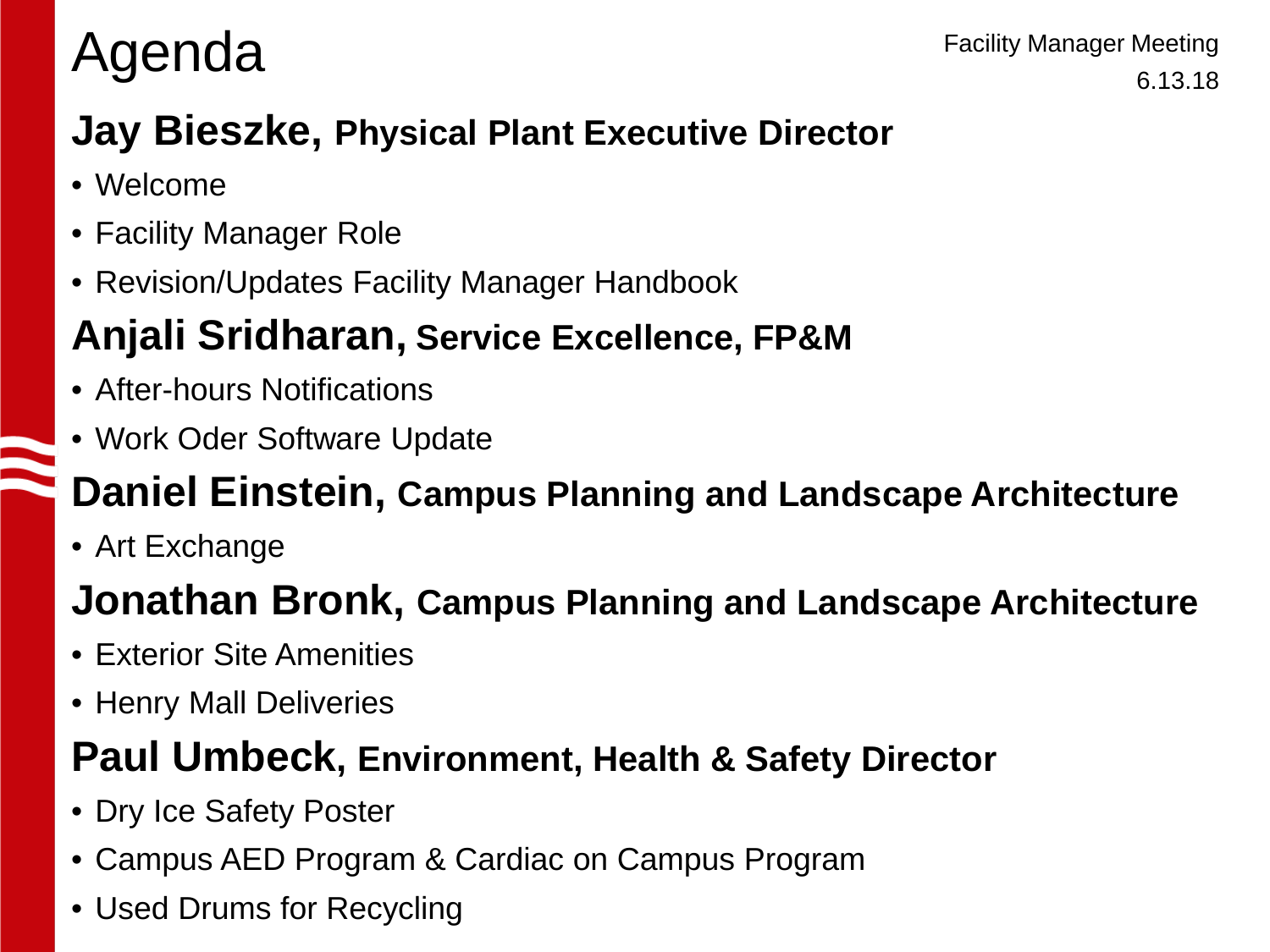# Agenda

Facility Manager Meeting
6.13.18

## Jay Bieszke, Physical Plant Executive Director

- Welcome
- Facility Manager Role
- Revision/Updates Facility Manager Handbook

## Anjali Sridharan, Service Excellence, FP&M

- After-hours Notifications
- Work Oder Software Update

## Daniel Einstein, Campus Planning and Landscape Architecture

- Art Exchange

## Jonathan Bronk, Campus Planning and Landscape Architecture

- Exterior Site Amenities
- Henry Mall Deliveries

## Paul Umbeck, Environment, Health & Safety Director

- Dry Ice Safety Poster
- Campus AED Program & Cardiac on Campus Program
- Used Drums for Recycling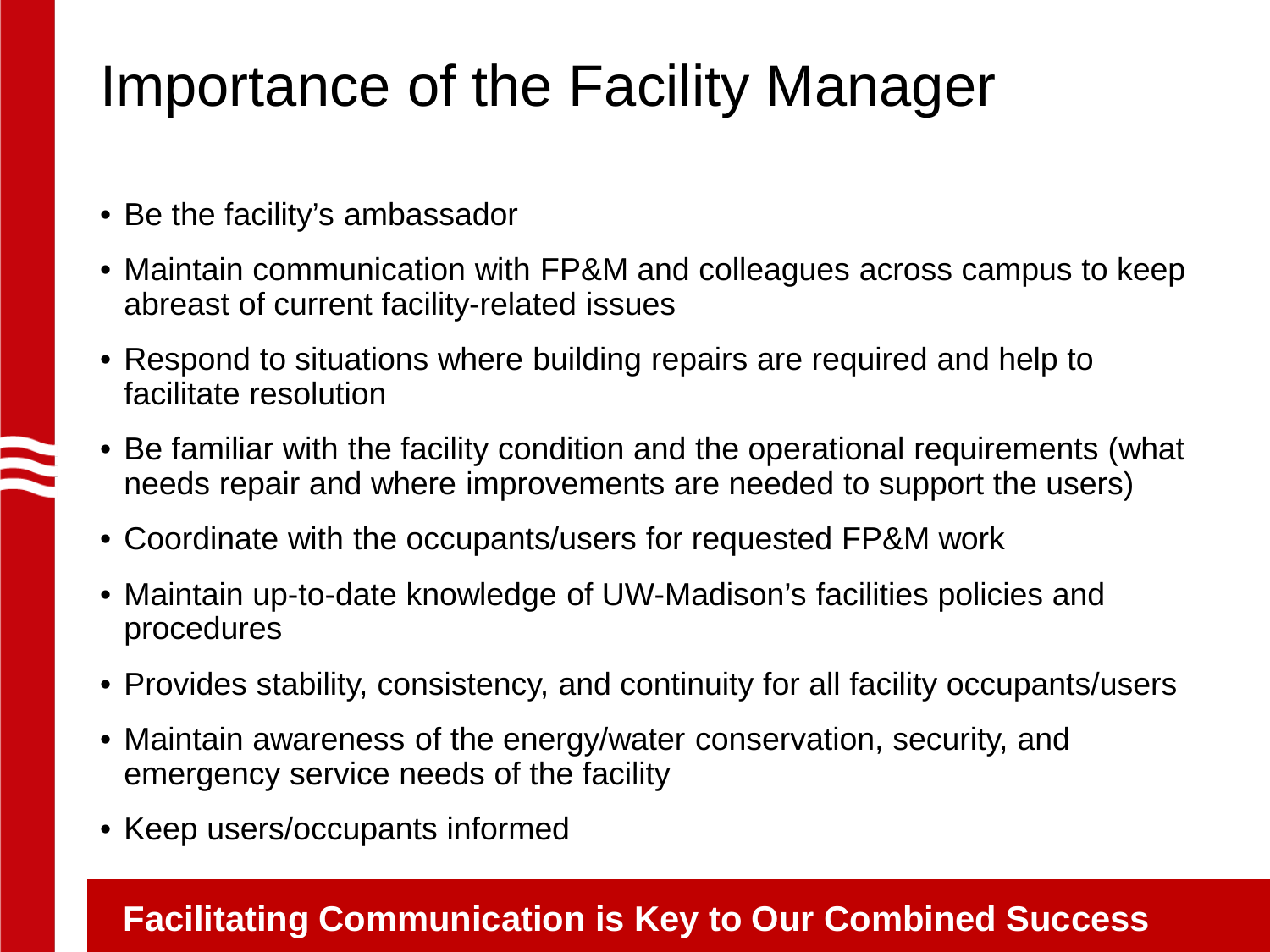# Importance of the Facility Manager

- Be the facility's ambassador
- Maintain communication with FP&M and colleagues across campus to keep abreast of current facility-related issues
- Respond to situations where building repairs are required and help to facilitate resolution
- Be familiar with the facility condition and the operational requirements (what needs repair and where improvements are needed to support the users)
- Coordinate with the occupants/users for requested FP&M work
- Maintain up-to-date knowledge of UW-Madison's facilities policies and procedures
- Provides stability, consistency, and continuity for all facility occupants/users
- Maintain awareness of the energy/water conservation, security, and emergency service needs of the facility
- Keep users/occupants informed

**Facilitating Communication is Key to Our Combined Success**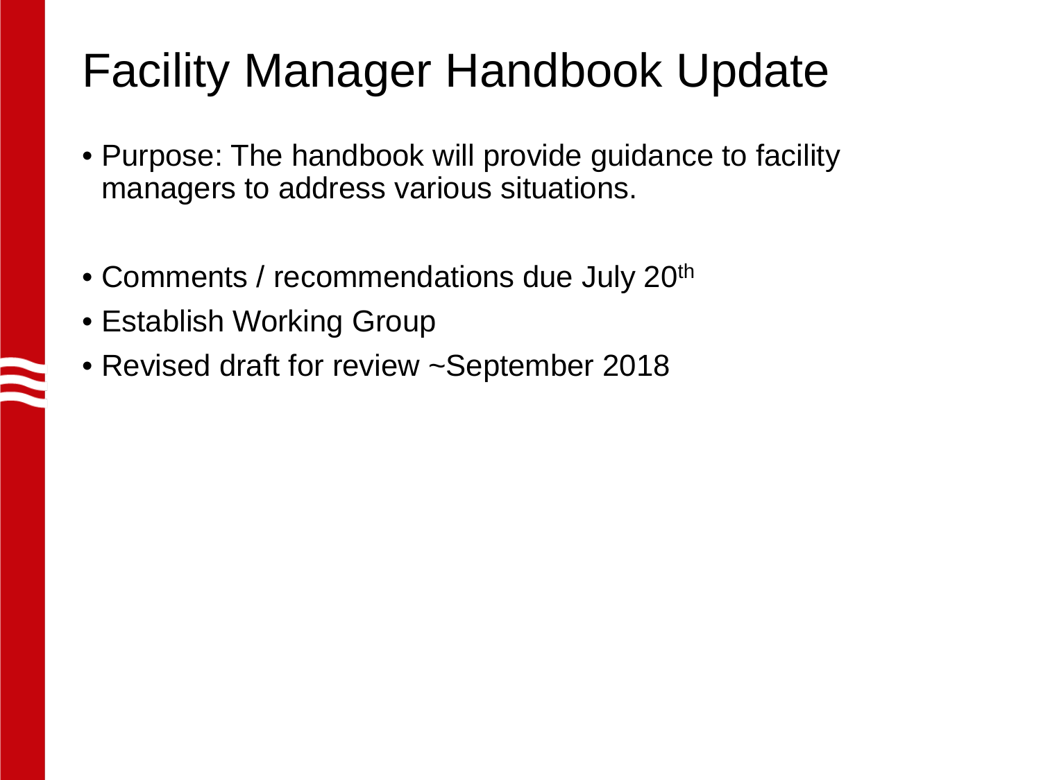# Facility Manager Handbook Update

- Purpose: The handbook will provide guidance to facility managers to address various situations.

- Comments / recommendations due July 20th
- Establish Working Group
- Revised draft for review ~September 2018